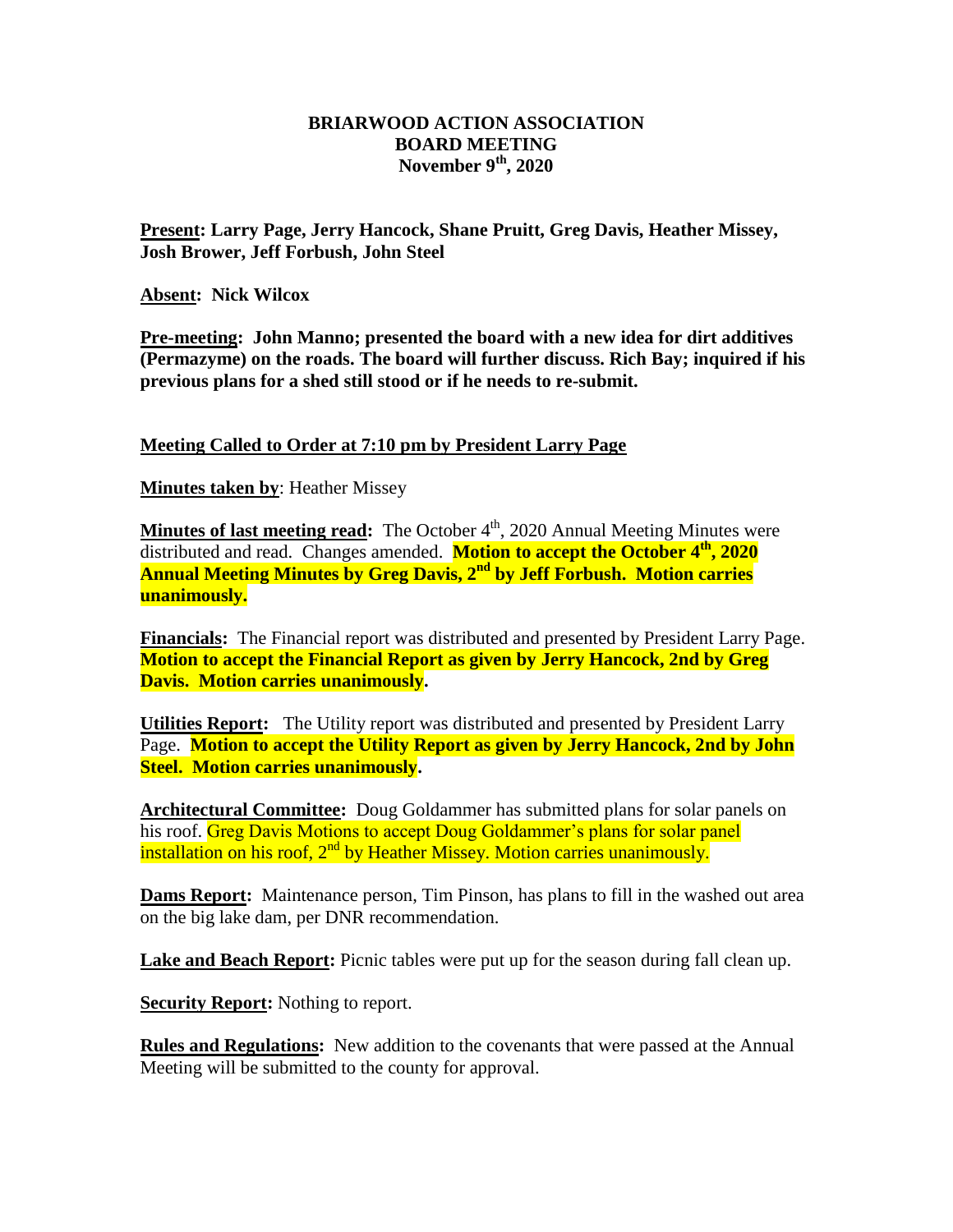# BRIARWOOD ACTION ASSOCIATION
## BOARD MEETING
## November 9th, 2020

**Present: Larry Page, Jerry Hancock, Shane Pruitt, Greg Davis, Heather Missey, Josh Brower, Jeff Forbush, John Steel**

**Absent: Nick Wilcox**

**Pre-meeting: John Manno; presented the board with a new idea for dirt additives (Permazyme) on the roads. The board will further discuss. Rich Bay; inquired if his previous plans for a shed still stood or if he needs to re-submit.**

**Meeting Called to Order at 7:10 pm by President Larry Page**

**Minutes taken by**: Heather Missey

**Minutes of last meeting read:** The October 4th, 2020 Annual Meeting Minutes were distributed and read. Changes amended. **Motion to accept the October 4th, 2020 Annual Meeting Minutes by Greg Davis, 2nd by Jeff Forbush. Motion carries unanimously.**

**Financials:** The Financial report was distributed and presented by President Larry Page. **Motion to accept the Financial Report as given by Jerry Hancock, 2nd by Greg Davis. Motion carries unanimously.**

**Utilities Report:** The Utility report was distributed and presented by President Larry Page. **Motion to accept the Utility Report as given by Jerry Hancock, 2nd by John Steel. Motion carries unanimously.**

**Architectural Committee:** Doug Goldammer has submitted plans for solar panels on his roof. Greg Davis Motions to accept Doug Goldammer's plans for solar panel installation on his roof, 2nd by Heather Missey. Motion carries unanimously.

**Dams Report:** Maintenance person, Tim Pinson, has plans to fill in the washed out area on the big lake dam, per DNR recommendation.

**Lake and Beach Report:** Picnic tables were put up for the season during fall clean up.

**Security Report:** Nothing to report.

**Rules and Regulations:** New addition to the covenants that were passed at the Annual Meeting will be submitted to the county for approval.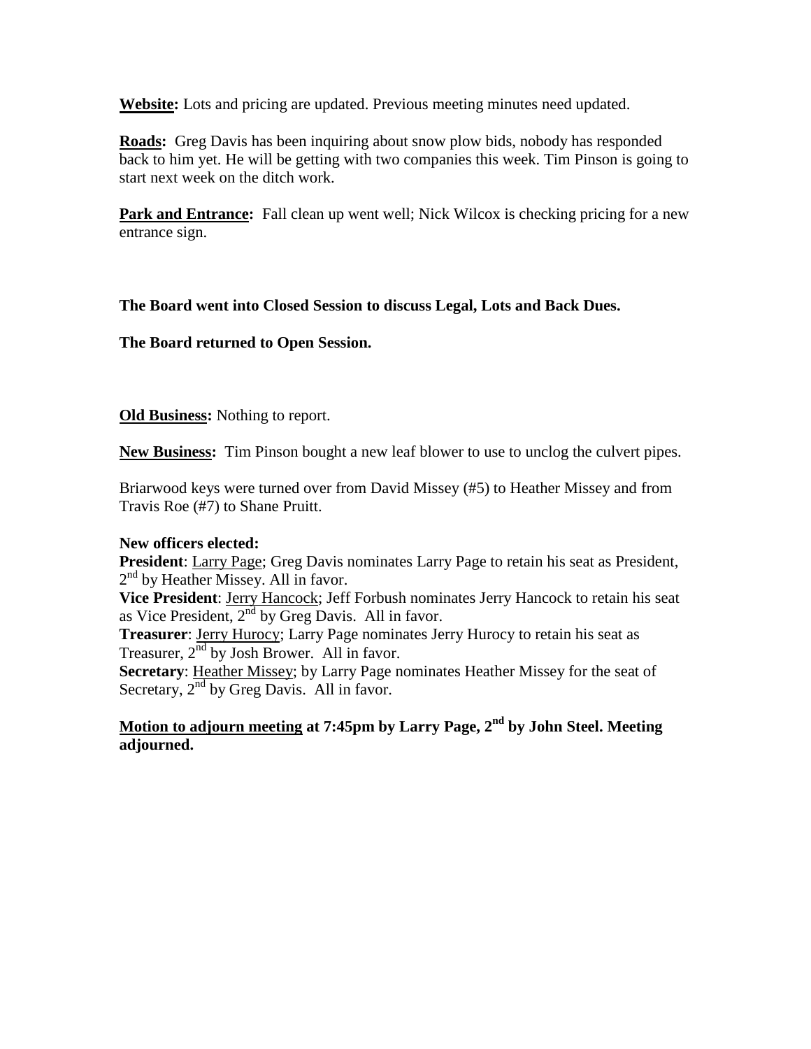**Website:** Lots and pricing are updated. Previous meeting minutes need updated.

**Roads:** Greg Davis has been inquiring about snow plow bids, nobody has responded back to him yet. He will be getting with two companies this week. Tim Pinson is going to start next week on the ditch work.

**Park and Entrance:** Fall clean up went well; Nick Wilcox is checking pricing for a new entrance sign.

**The Board went into Closed Session to discuss Legal, Lots and Back Dues.**

**The Board returned to Open Session.**

**Old Business:** Nothing to report.

**New Business:** Tim Pinson bought a new leaf blower to use to unclog the culvert pipes.

Briarwood keys were turned over from David Missey (#5) to Heather Missey and from Travis Roe (#7) to Shane Pruitt.

**New officers elected:**
**President**: Larry Page; Greg Davis nominates Larry Page to retain his seat as President, 2nd by Heather Missey. All in favor.
**Vice President**: Jerry Hancock; Jeff Forbush nominates Jerry Hancock to retain his seat as Vice President, 2nd by Greg Davis. All in favor.
**Treasurer**: Jerry Hurocy; Larry Page nominates Jerry Hurocy to retain his seat as Treasurer, 2nd by Josh Brower. All in favor.
**Secretary**: Heather Missey; by Larry Page nominates Heather Missey for the seat of Secretary, 2nd by Greg Davis. All in favor.

**Motion to adjourn meeting at 7:45pm by Larry Page, 2nd by John Steel. Meeting adjourned.**